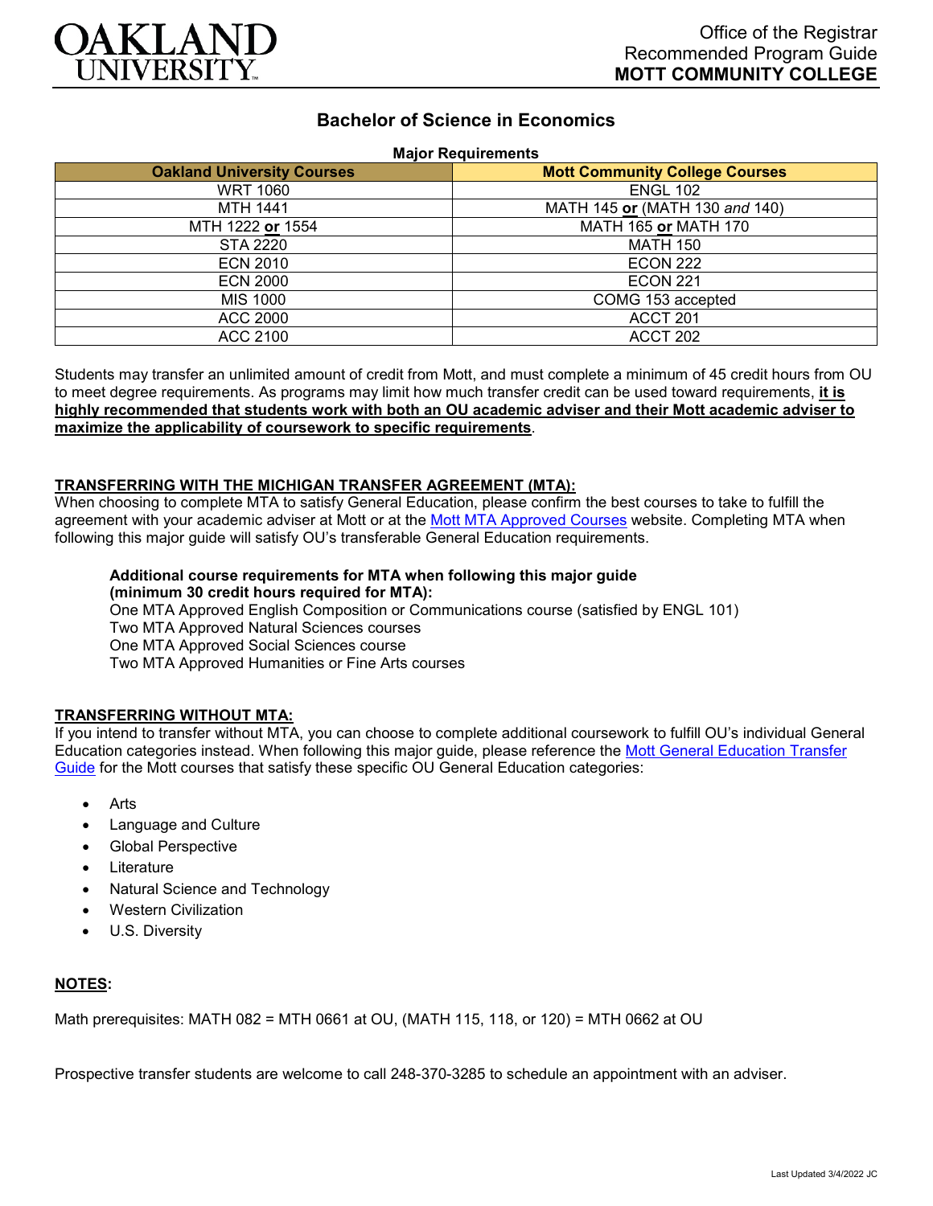OAKLAND UNIVERSITY

Office of the Registrar
Recommended Program Guide
**MOTT COMMUNITY COLLEGE**

# Bachelor of Science in Economics

**Major Requirements**

| Oakland University Courses | Mott Community College Courses |
|---|---|
| WRT 1060 | ENGL 102 |
| MTH 1441 | MATH 145 **or** (MATH 130 *and* 140) |
| MTH 1222 **or** 1554 | MATH 165 **or** MATH 170 |
| STA 2220 | MATH 150 |
| ECN 2010 | ECON 222 |
| ECN 2000 | ECON 221 |
| MIS 1000 | COMG 153 accepted |
| ACC 2000 | ACCT 201 |
| ACC 2100 | ACCT 202 |

Students may transfer an unlimited amount of credit from Mott, and must complete a minimum of 45 credit hours from OU to meet degree requirements. As programs may limit how much transfer credit can be used toward requirements, **it is highly recommended that students work with both an OU academic adviser and their Mott academic adviser to maximize the applicability of coursework to specific requirements**.

## TRANSFERRING WITH THE MICHIGAN TRANSFER AGREEMENT (MTA):

When choosing to complete MTA to satisfy General Education, please confirm the best courses to take to fulfill the agreement with your academic adviser at Mott or at the Mott MTA Approved Courses website. Completing MTA when following this major guide will satisfy OU's transferable General Education requirements.

**Additional course requirements for MTA when following this major guide (minimum 30 credit hours required for MTA):**
One MTA Approved English Composition or Communications course (satisfied by ENGL 101)
Two MTA Approved Natural Sciences courses
One MTA Approved Social Sciences course
Two MTA Approved Humanities or Fine Arts courses

## TRANSFERRING WITHOUT MTA:

If you intend to transfer without MTA, you can choose to complete additional coursework to fulfill OU's individual General Education categories instead. When following this major guide, please reference the Mott General Education Transfer Guide for the Mott courses that satisfy these specific OU General Education categories:

- Arts
- Language and Culture
- Global Perspective
- Literature
- Natural Science and Technology
- Western Civilization
- U.S. Diversity

## NOTES:

Math prerequisites: MATH 082 = MTH 0661 at OU, (MATH 115, 118, or 120) = MTH 0662 at OU

Prospective transfer students are welcome to call 248-370-3285 to schedule an appointment with an adviser.

Last Updated 3/4/2022 JC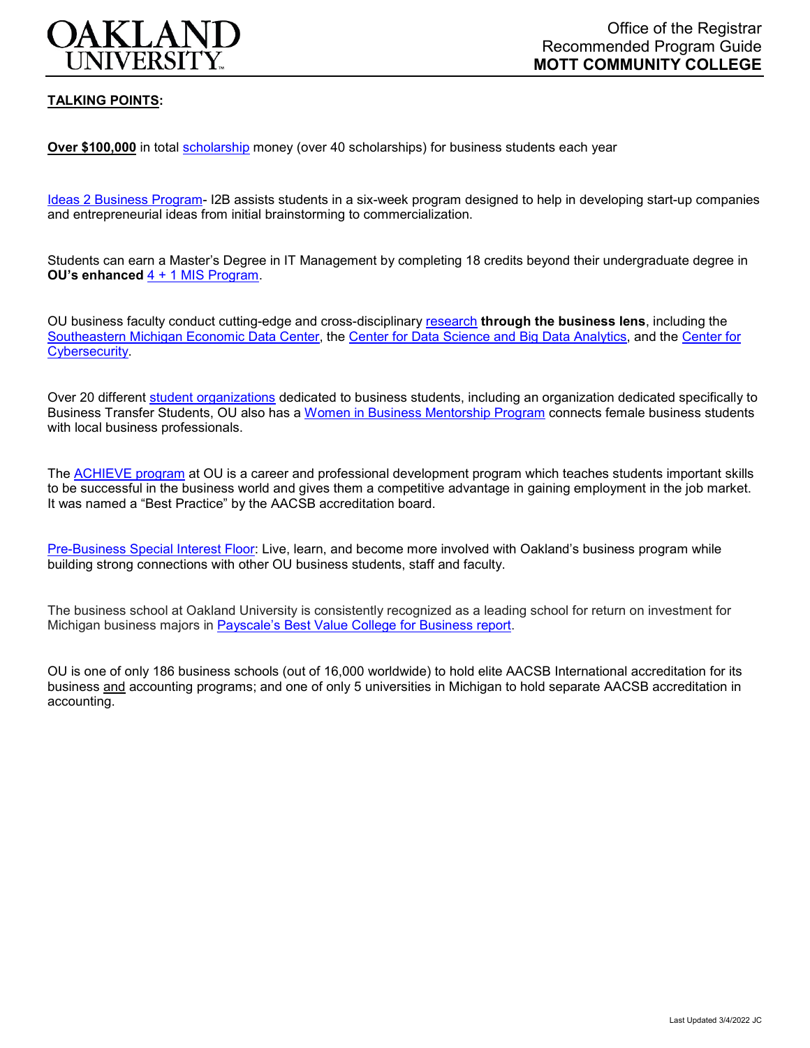**TALKING POINTS:**

**Over $100,000** in total scholarship money (over 40 scholarships) for business students each year

Ideas 2 Business Program- I2B assists students in a six-week program designed to help in developing start-up companies and entrepreneurial ideas from initial brainstorming to commercialization.

Students can earn a Master's Degree in IT Management by completing 18 credits beyond their undergraduate degree in **OU's enhanced** 4 + 1 MIS Program.

OU business faculty conduct cutting-edge and cross-disciplinary research **through the business lens**, including the Southeastern Michigan Economic Data Center, the Center for Data Science and Big Data Analytics, and the Center for Cybersecurity.

Over 20 different student organizations dedicated to business students, including an organization dedicated specifically to Business Transfer Students, OU also has a Women in Business Mentorship Program connects female business students with local business professionals.

The ACHIEVE program at OU is a career and professional development program which teaches students important skills to be successful in the business world and gives them a competitive advantage in gaining employment in the job market. It was named a "Best Practice" by the AACSB accreditation board.

Pre-Business Special Interest Floor: Live, learn, and become more involved with Oakland's business program while building strong connections with other OU business students, staff and faculty.

The business school at Oakland University is consistently recognized as a leading school for return on investment for Michigan business majors in Payscale's Best Value College for Business report.

OU is one of only 186 business schools (out of 16,000 worldwide) to hold elite AACSB International accreditation for its business and accounting programs; and one of only 5 universities in Michigan to hold separate AACSB accreditation in accounting.